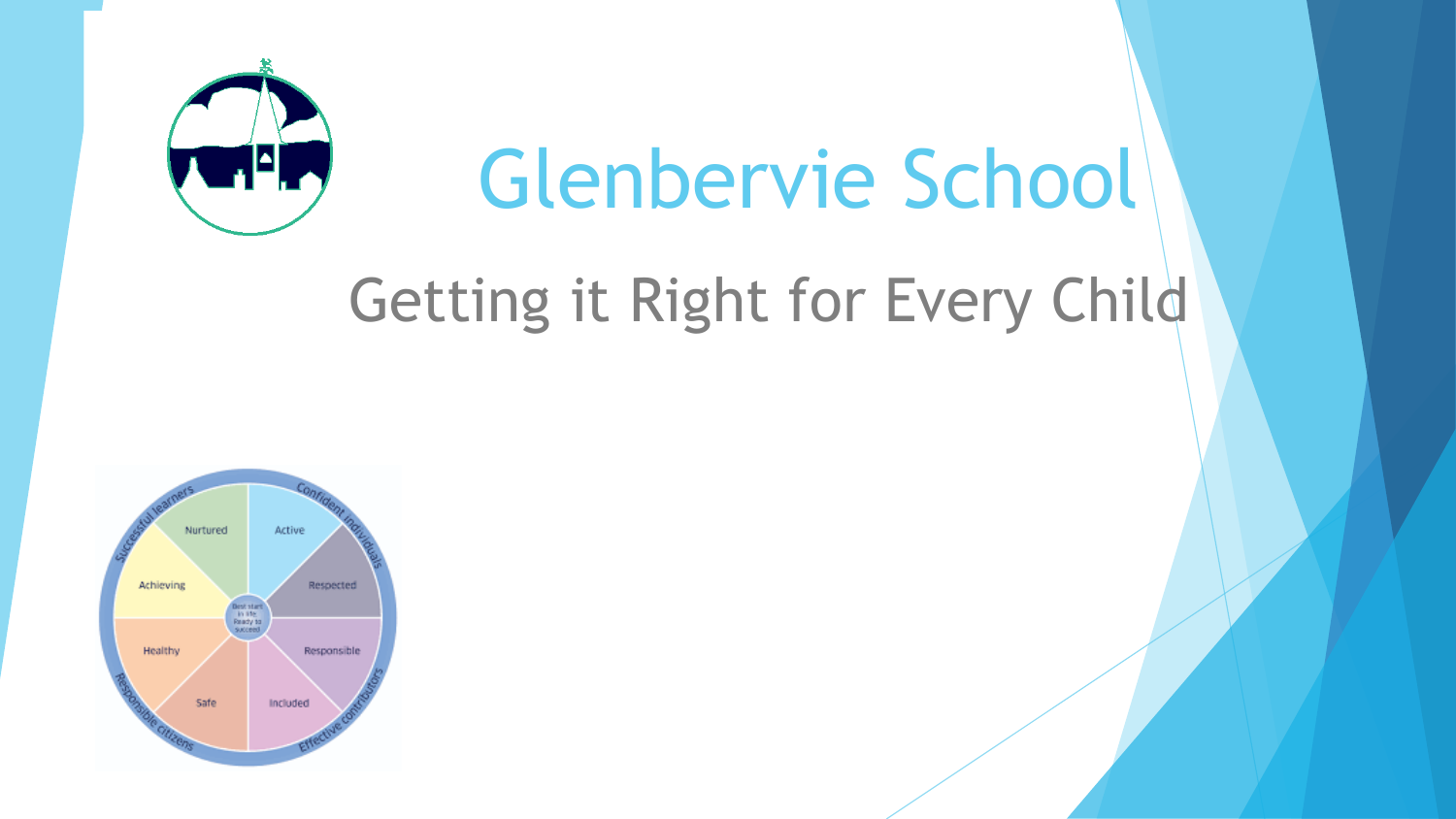# Glenbervie School

## Getting it Right for Every Child

Successful learners

Confident individuals

Responsible citizens

Effective contributors

- Nurtured
- Active
- Respected
- Responsible
- Included
- Safe
- Healthy
- Achieving

Best start in life
Ready to succeed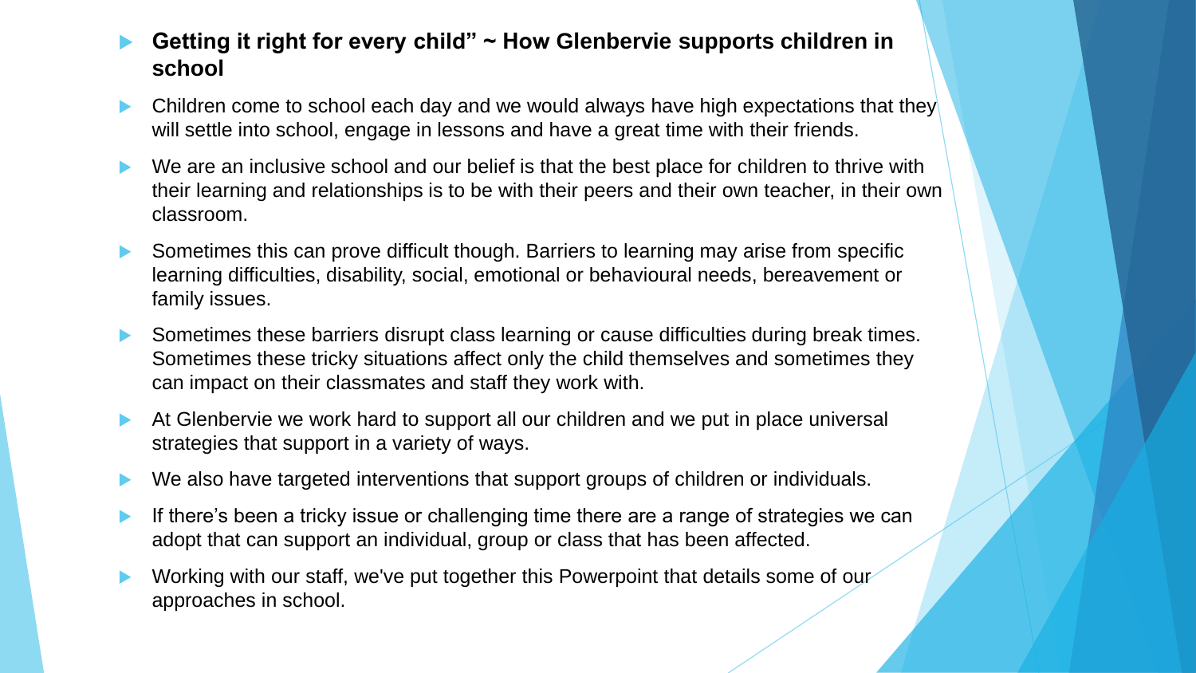- **Getting it right for every child" ~ How Glenbervie supports children in school**
- Children come to school each day and we would always have high expectations that they will settle into school, engage in lessons and have a great time with their friends.
- We are an inclusive school and our belief is that the best place for children to thrive with their learning and relationships is to be with their peers and their own teacher, in their own classroom.
- Sometimes this can prove difficult though. Barriers to learning may arise from specific learning difficulties, disability, social, emotional or behavioural needs, bereavement or family issues.
- Sometimes these barriers disrupt class learning or cause difficulties during break times. Sometimes these tricky situations affect only the child themselves and sometimes they can impact on their classmates and staff they work with.
- At Glenbervie we work hard to support all our children and we put in place universal strategies that support in a variety of ways.
- We also have targeted interventions that support groups of children or individuals.
- If there's been a tricky issue or challenging time there are a range of strategies we can adopt that can support an individual, group or class that has been affected.
- Working with our staff, we've put together this Powerpoint that details some of our approaches in school.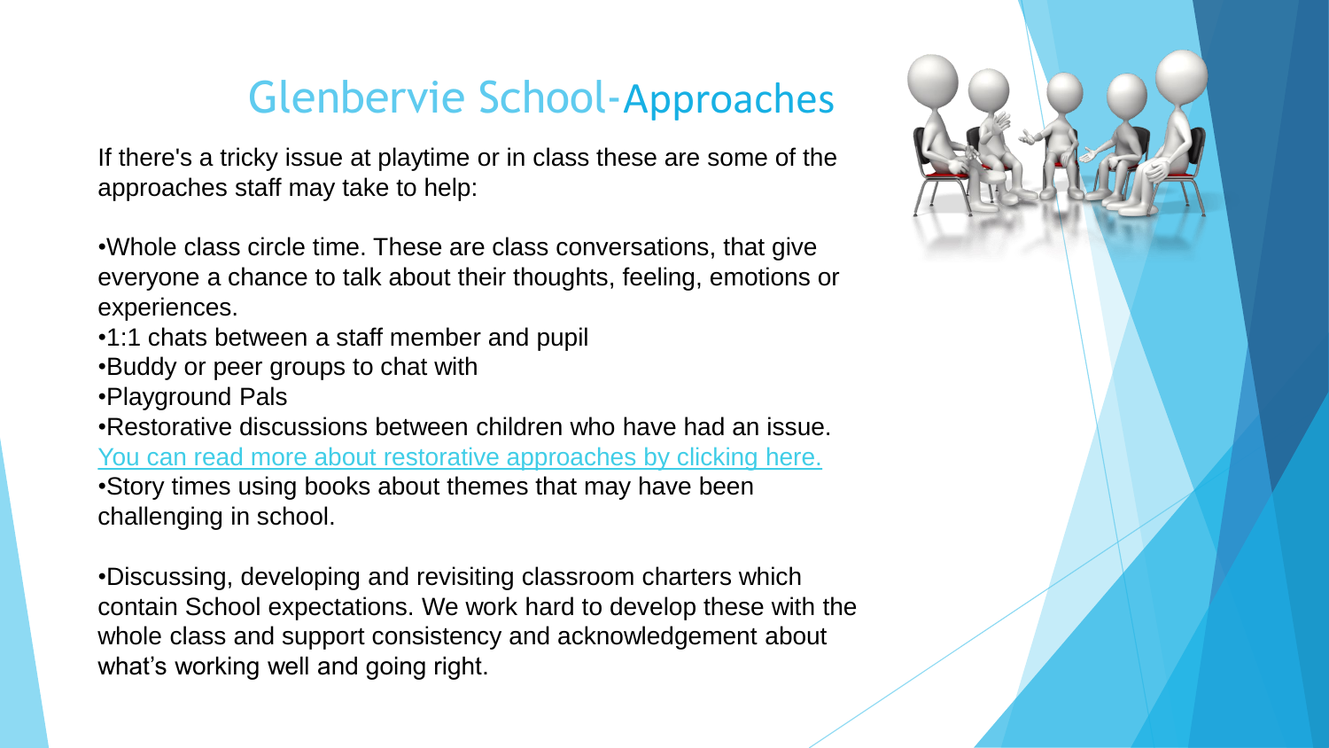# Glenbervie School-Approaches

If there's a tricky issue at playtime or in class these are some of the approaches staff may take to help:

- Whole class circle time. These are class conversations, that give everyone a chance to talk about their thoughts, feeling, emotions or experiences.
- 1:1 chats between a staff member and pupil
- Buddy or peer groups to chat with
- Playground Pals
- Restorative discussions between children who have had an issue. You can read more about restorative approaches by clicking here.
- Story times using books about themes that may have been challenging in school.

- Discussing, developing and revisiting classroom charters which contain School expectations. We work hard to develop these with the whole class and support consistency and acknowledgement about what's working well and going right.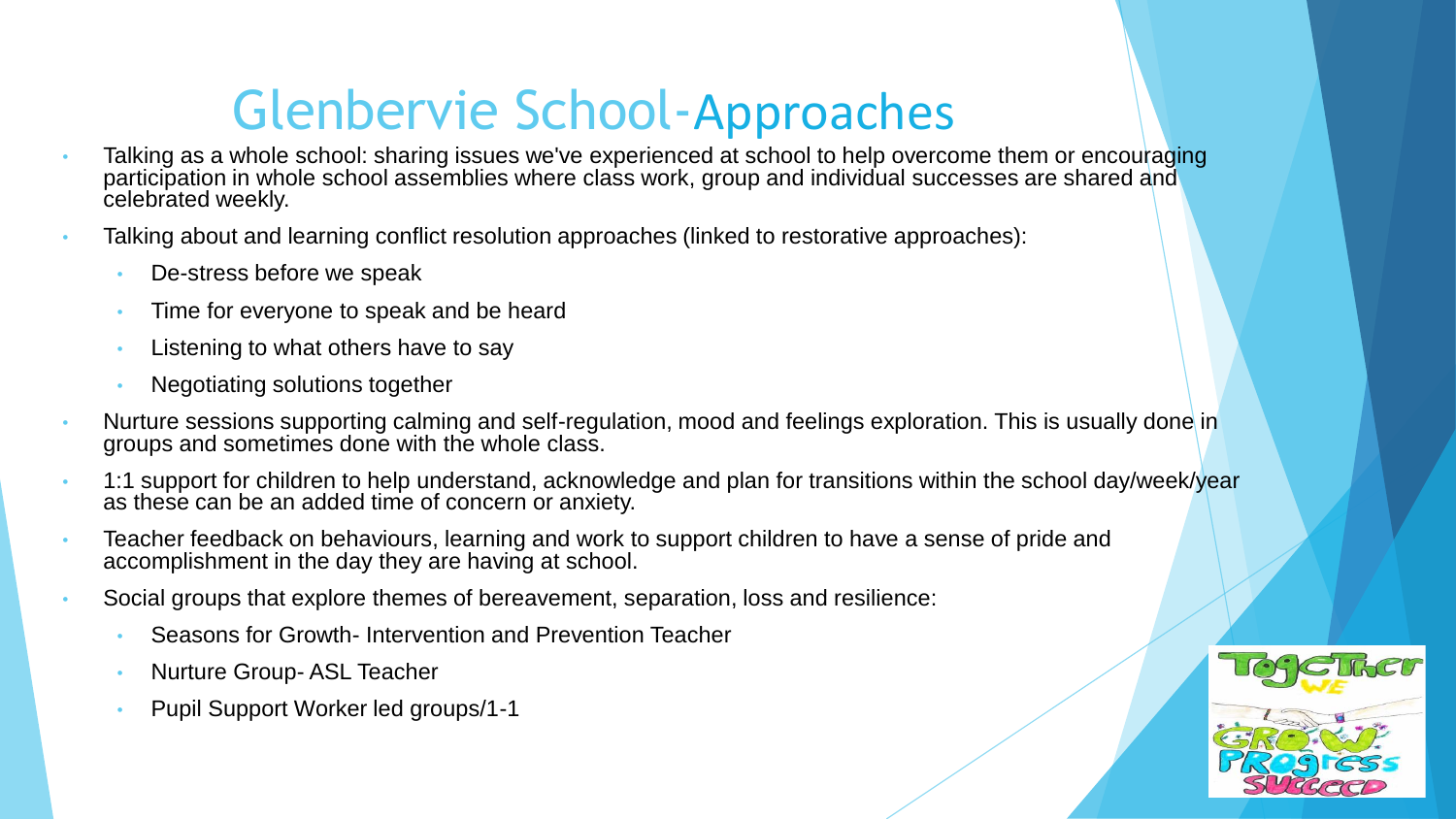# Glenbervie School-Approaches

- Talking as a whole school: sharing issues we've experienced at school to help overcome them or encouraging participation in whole school assemblies where class work, group and individual successes are shared and celebrated weekly.
- Talking about and learning conflict resolution approaches (linked to restorative approaches):
  - De-stress before we speak
  - Time for everyone to speak and be heard
  - Listening to what others have to say
  - Negotiating solutions together
- Nurture sessions supporting calming and self-regulation, mood and feelings exploration. This is usually done in groups and sometimes done with the whole class.
- 1:1 support for children to help understand, acknowledge and plan for transitions within the school day/week/year as these can be an added time of concern or anxiety.
- Teacher feedback on behaviours, learning and work to support children to have a sense of pride and accomplishment in the day they are having at school.
- Social groups that explore themes of bereavement, separation, loss and resilience:
  - Seasons for Growth- Intervention and Prevention Teacher
  - Nurture Group- ASL Teacher
  - Pupil Support Worker led groups/1-1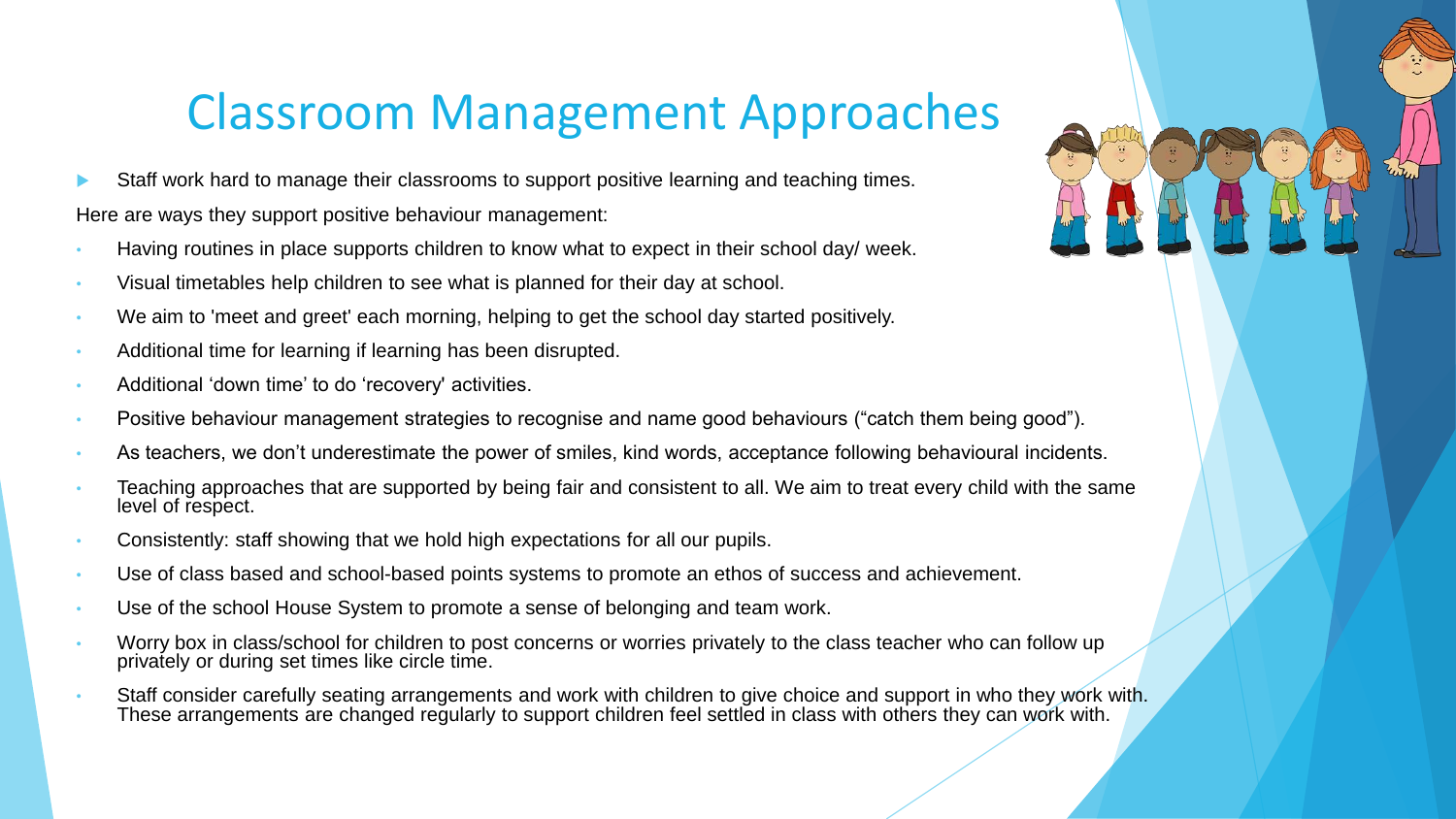# Classroom Management Approaches

- Staff work hard to manage their classrooms to support positive learning and teaching times.

Here are ways they support positive behaviour management:

- Having routines in place supports children to know what to expect in their school day/ week.
- Visual timetables help children to see what is planned for their day at school.
- We aim to 'meet and greet' each morning, helping to get the school day started positively.
- Additional time for learning if learning has been disrupted.
- Additional 'down time' to do 'recovery' activities.
- Positive behaviour management strategies to recognise and name good behaviours ("catch them being good").
- As teachers, we don't underestimate the power of smiles, kind words, acceptance following behavioural incidents.
- Teaching approaches that are supported by being fair and consistent to all. We aim to treat every child with the same level of respect.
- Consistently: staff showing that we hold high expectations for all our pupils.
- Use of class based and school-based points systems to promote an ethos of success and achievement.
- Use of the school House System to promote a sense of belonging and team work.
- Worry box in class/school for children to post concerns or worries privately to the class teacher who can follow up privately or during set times like circle time.
- Staff consider carefully seating arrangements and work with children to give choice and support in who they work with. These arrangements are changed regularly to support children feel settled in class with others they can work with.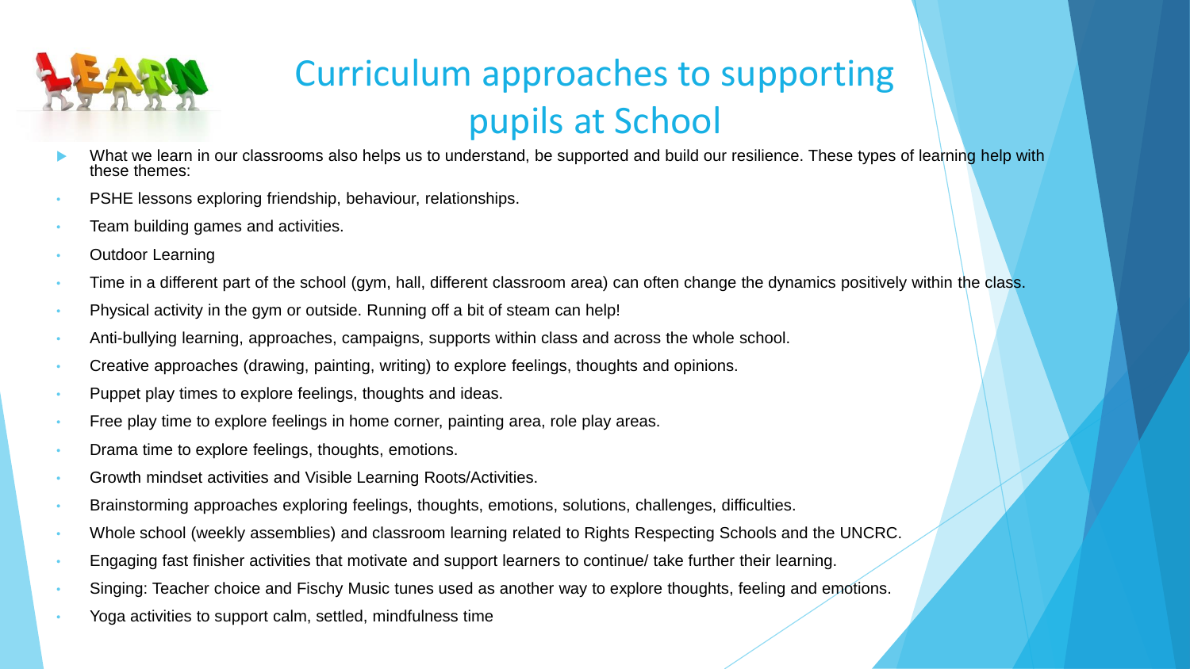# Curriculum approaches to supporting pupils at School

- What we learn in our classrooms also helps us to understand, be supported and build our resilience. These types of learning help with these themes:
- PSHE lessons exploring friendship, behaviour, relationships.
- Team building games and activities.
- Outdoor Learning
- Time in a different part of the school (gym, hall, different classroom area) can often change the dynamics positively within the class.
- Physical activity in the gym or outside. Running off a bit of steam can help!
- Anti-bullying learning, approaches, campaigns, supports within class and across the whole school.
- Creative approaches (drawing, painting, writing) to explore feelings, thoughts and opinions.
- Puppet play times to explore feelings, thoughts and ideas.
- Free play time to explore feelings in home corner, painting area, role play areas.
- Drama time to explore feelings, thoughts, emotions.
- Growth mindset activities and Visible Learning Roots/Activities.
- Brainstorming approaches exploring feelings, thoughts, emotions, solutions, challenges, difficulties.
- Whole school (weekly assemblies) and classroom learning related to Rights Respecting Schools and the UNCRC.
- Engaging fast finisher activities that motivate and support learners to continue/ take further their learning.
- Singing: Teacher choice and Fischy Music tunes used as another way to explore thoughts, feeling and emotions.
- Yoga activities to support calm, settled, mindfulness time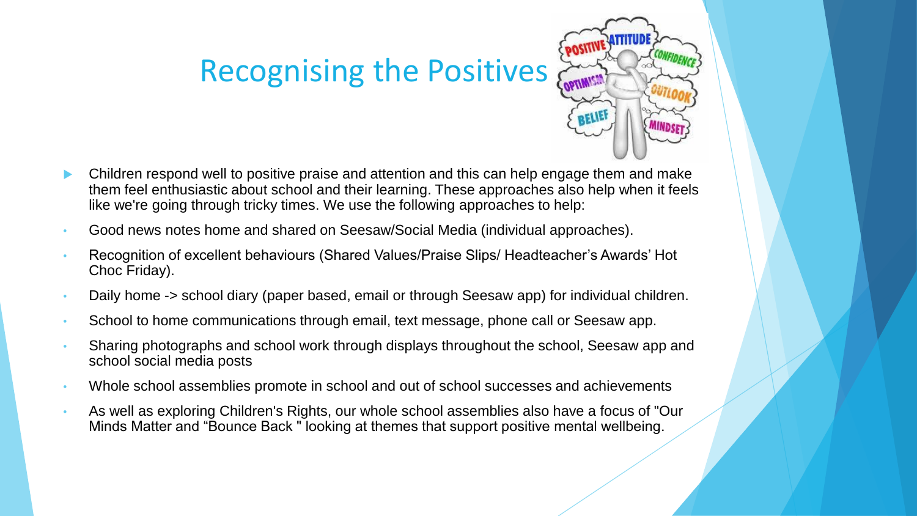# Recognising the Positives

- Children respond well to positive praise and attention and this can help engage them and make them feel enthusiastic about school and their learning. These approaches also help when it feels like we're going through tricky times. We use the following approaches to help:
- Good news notes home and shared on Seesaw/Social Media (individual approaches).
- Recognition of excellent behaviours (Shared Values/Praise Slips/ Headteacher's Awards' Hot Choc Friday).
- Daily home -> school diary (paper based, email or through Seesaw app) for individual children.
- School to home communications through email, text message, phone call or Seesaw app.
- Sharing photographs and school work through displays throughout the school, Seesaw app and school social media posts
- Whole school assemblies promote in school and out of school successes and achievements
- As well as exploring Children's Rights, our whole school assemblies also have a focus of "Our Minds Matter and "Bounce Back " looking at themes that support positive mental wellbeing.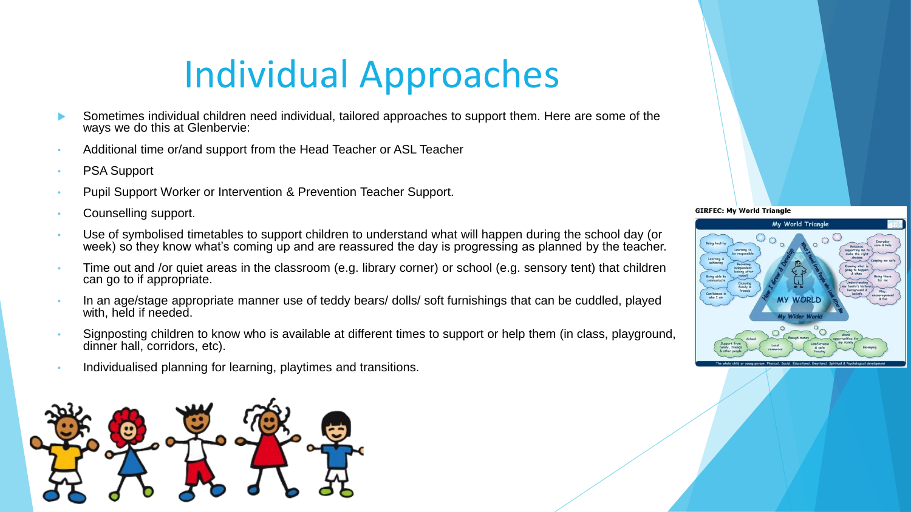# Individual Approaches

- Sometimes individual children need individual, tailored approaches to support them. Here are some of the ways we do this at Glenbervie:
- Additional time or/and support from the Head Teacher or ASL Teacher
- PSA Support
- Pupil Support Worker or Intervention & Prevention Teacher Support.
- Counselling support.
- Use of symbolised timetables to support children to understand what will happen during the school day (or week) so they know what's coming up and are reassured the day is progressing as planned by the teacher.
- Time out and /or quiet areas in the classroom (e.g. library corner) or school (e.g. sensory tent) that children can go to if appropriate.
- In an age/stage appropriate manner use of teddy bears/ dolls/ soft furnishings that can be cuddled, played with, held if needed.
- Signposting children to know who is available at different times to support or help them (in class, playground, dinner hall, corridors, etc).
- Individualised planning for learning, playtimes and transitions.

**GIRFEC: My World Triangle**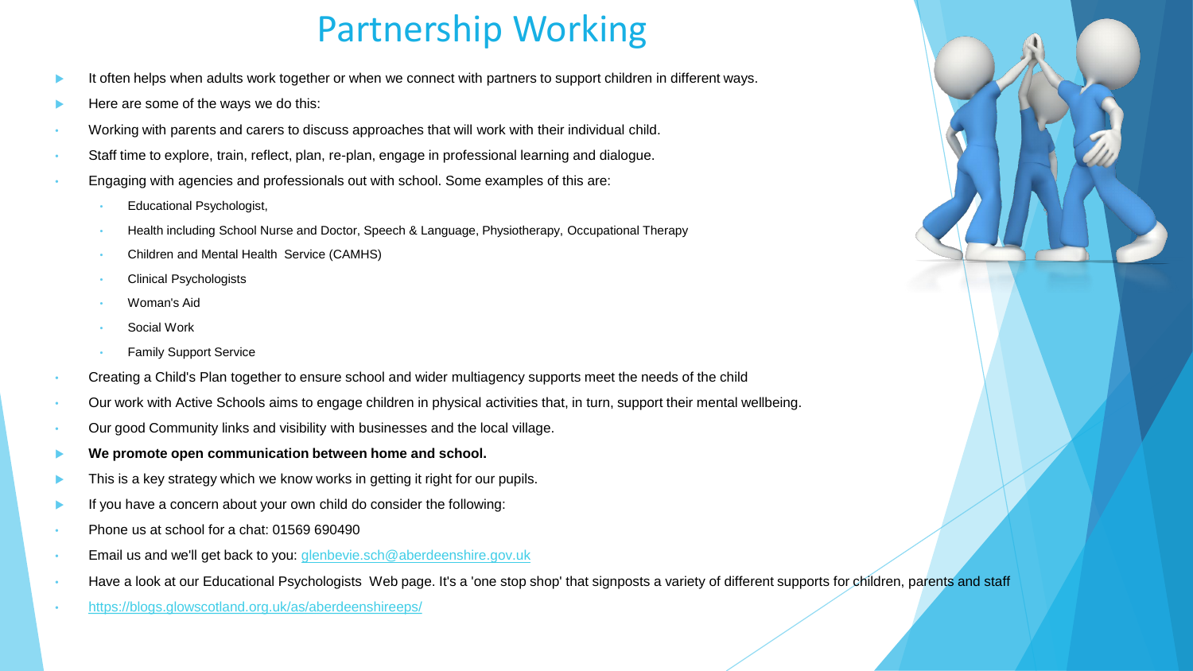# Partnership Working

- It often helps when adults work together or when we connect with partners to support children in different ways.
- Here are some of the ways we do this:
- Working with parents and carers to discuss approaches that will work with their individual child.
- Staff time to explore, train, reflect, plan, re-plan, engage in professional learning and dialogue.
- Engaging with agencies and professionals out with school. Some examples of this are:
  - Educational Psychologist,
  - Health including School Nurse and Doctor, Speech & Language, Physiotherapy, Occupational Therapy
  - Children and Mental Health  Service (CAMHS)
  - Clinical Psychologists
  - Woman's Aid
  - Social Work
  - Family Support Service
- Creating a Child's Plan together to ensure school and wider multiagency supports meet the needs of the child
- Our work with Active Schools aims to engage children in physical activities that, in turn, support their mental wellbeing.
- Our good Community links and visibility with businesses and the local village.
- **We promote open communication between home and school.**
- This is a key strategy which we know works in getting it right for our pupils.
- If you have a concern about your own child do consider the following:
- Phone us at school for a chat: 01569 690490
- Email us and we'll get back to you: glenbevie.sch@aberdeenshire.gov.uk
- Have a look at our Educational Psychologists  Web page. It's a 'one stop shop' that signposts a variety of different supports for children, parents and staff
- https://blogs.glowscotland.org.uk/as/aberdeenshireeps/